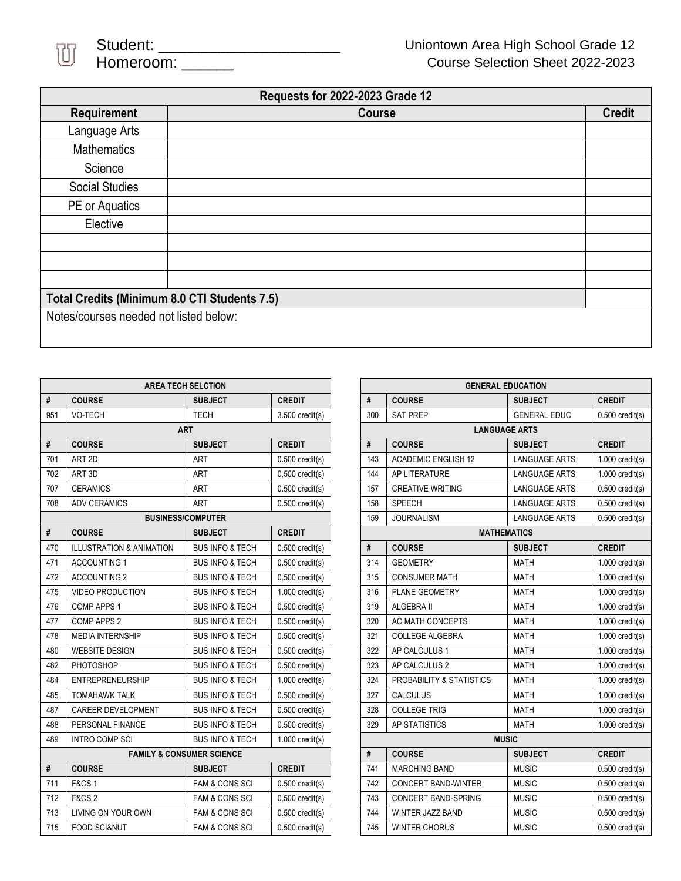Student: ____________________

Homeroom: ______

Uniontown Area High School Grade 12
Course Selection Sheet 2022-2023

| Requests for 2022-2023 Grade 12 | | |
|---|---|---|
| **Requirement** | **Course** | **Credit** |
| Language Arts | | |
| Mathematics | | |
| Science | | |
| Social Studies | | |
| PE or Aquatics | | |
| Elective | | |
| | | |
| | | |
| | | |
| **Total Credits (Minimum 8.0 CTI Students 7.5)** | | |
| Notes/courses needed not listed below: | | |

| AREA TECH SELCTION | | | |
|---|---|---|---|
| **#** | **COURSE** | **SUBJECT** | **CREDIT** |
| 951 | VO-TECH | TECH | 3.500 credit(s) |
| **ART** | | | |
| **#** | **COURSE** | **SUBJECT** | **CREDIT** |
| 701 | ART 2D | ART | 0.500 credit(s) |
| 702 | ART 3D | ART | 0.500 credit(s) |
| 707 | CERAMICS | ART | 0.500 credit(s) |
| 708 | ADV CERAMICS | ART | 0.500 credit(s) |
| **BUSINESS/COMPUTER** | | | |
| **#** | **COURSE** | **SUBJECT** | **CREDIT** |
| 470 | ILLUSTRATION & ANIMATION | BUS INFO & TECH | 0.500 credit(s) |
| 471 | ACCOUNTING 1 | BUS INFO & TECH | 0.500 credit(s) |
| 472 | ACCOUNTING 2 | BUS INFO & TECH | 0.500 credit(s) |
| 475 | VIDEO PRODUCTION | BUS INFO & TECH | 1.000 credit(s) |
| 476 | COMP APPS 1 | BUS INFO & TECH | 0.500 credit(s) |
| 477 | COMP APPS 2 | BUS INFO & TECH | 0.500 credit(s) |
| 478 | MEDIA INTERNSHIP | BUS INFO & TECH | 0.500 credit(s) |
| 480 | WEBSITE DESIGN | BUS INFO & TECH | 0.500 credit(s) |
| 482 | PHOTOSHOP | BUS INFO & TECH | 0.500 credit(s) |
| 484 | ENTREPRENEURSHIP | BUS INFO & TECH | 1.000 credit(s) |
| 485 | TOMAHAWK TALK | BUS INFO & TECH | 0.500 credit(s) |
| 487 | CAREER DEVELOPMENT | BUS INFO & TECH | 0.500 credit(s) |
| 488 | PERSONAL FINANCE | BUS INFO & TECH | 0.500 credit(s) |
| 489 | INTRO COMP SCI | BUS INFO & TECH | 1.000 credit(s) |
| **FAMILY & CONSUMER SCIENCE** | | | |
| **#** | **COURSE** | **SUBJECT** | **CREDIT** |
| 711 | F&CS 1 | FAM & CONS SCI | 0.500 credit(s) |
| 712 | F&CS 2 | FAM & CONS SCI | 0.500 credit(s) |
| 713 | LIVING ON YOUR OWN | FAM & CONS SCI | 0.500 credit(s) |
| 715 | FOOD SCI&NUT | FAM & CONS SCI | 0.500 credit(s) |

| GENERAL EDUCATION | | | |
|---|---|---|---|
| **#** | **COURSE** | **SUBJECT** | **CREDIT** |
| 300 | SAT PREP | GENERAL EDUC | 0.500 credit(s) |
| **LANGUAGE ARTS** | | | |
| **#** | **COURSE** | **SUBJECT** | **CREDIT** |
| 143 | ACADEMIC ENGLISH 12 | LANGUAGE ARTS | 1.000 credit(s) |
| 144 | AP LITERATURE | LANGUAGE ARTS | 1.000 credit(s) |
| 157 | CREATIVE WRITING | LANGUAGE ARTS | 0.500 credit(s) |
| 158 | SPEECH | LANGUAGE ARTS | 0.500 credit(s) |
| 159 | JOURNALISM | LANGUAGE ARTS | 0.500 credit(s) |
| **MATHEMATICS** | | | |
| **#** | **COURSE** | **SUBJECT** | **CREDIT** |
| 314 | GEOMETRY | MATH | 1.000 credit(s) |
| 315 | CONSUMER MATH | MATH | 1.000 credit(s) |
| 316 | PLANE GEOMETRY | MATH | 1.000 credit(s) |
| 319 | ALGEBRA II | MATH | 1.000 credit(s) |
| 320 | AC MATH CONCEPTS | MATH | 1.000 credit(s) |
| 321 | COLLEGE ALGEBRA | MATH | 1.000 credit(s) |
| 322 | AP CALCULUS 1 | MATH | 1.000 credit(s) |
| 323 | AP CALCULUS 2 | MATH | 1.000 credit(s) |
| 324 | PROBABILITY & STATISTICS | MATH | 1.000 credit(s) |
| 327 | CALCULUS | MATH | 1.000 credit(s) |
| 328 | COLLEGE TRIG | MATH | 1.000 credit(s) |
| 329 | AP STATISTICS | MATH | 1.000 credit(s) |
| **MUSIC** | | | |
| **#** | **COURSE** | **SUBJECT** | **CREDIT** |
| 741 | MARCHING BAND | MUSIC | 0.500 credit(s) |
| 742 | CONCERT BAND-WINTER | MUSIC | 0.500 credit(s) |
| 743 | CONCERT BAND-SPRING | MUSIC | 0.500 credit(s) |
| 744 | WINTER JAZZ BAND | MUSIC | 0.500 credit(s) |
| 745 | WINTER CHORUS | MUSIC | 0.500 credit(s) |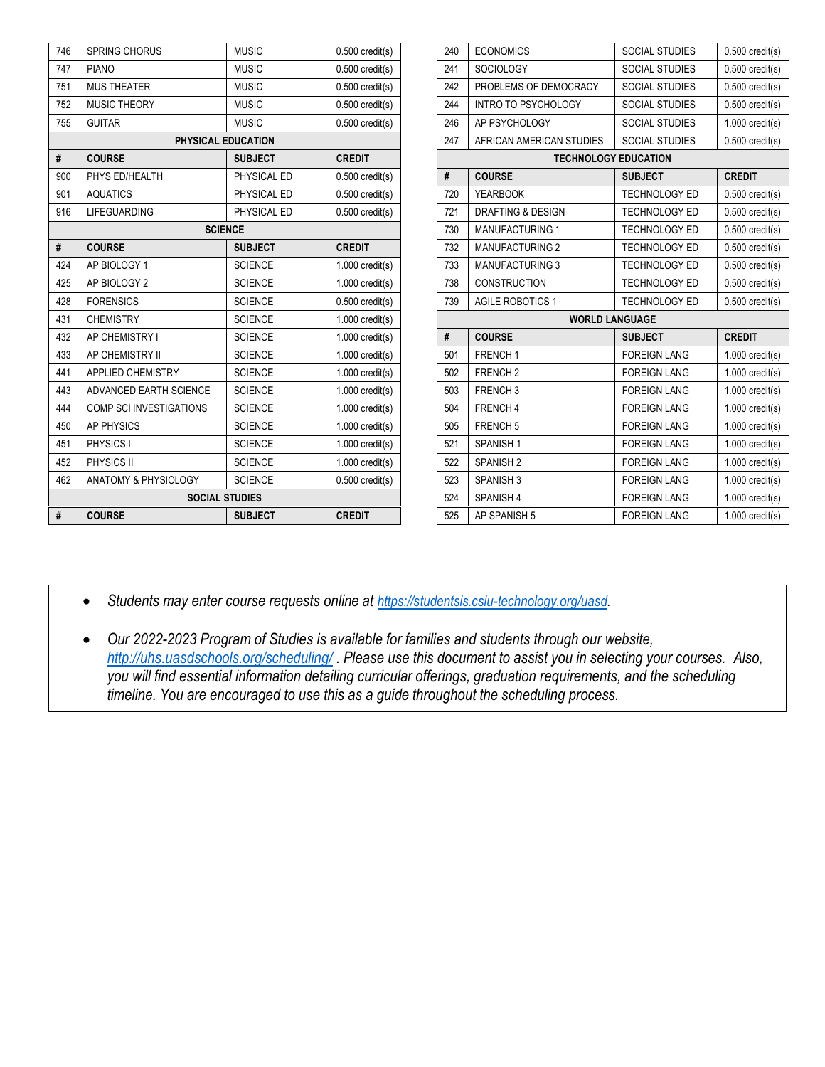| | | | |
|---|---|---|---|
| 746 | SPRING CHORUS | MUSIC | 0.500 credit(s) |
| 747 | PIANO | MUSIC | 0.500 credit(s) |
| 751 | MUS THEATER | MUSIC | 0.500 credit(s) |
| 752 | MUSIC THEORY | MUSIC | 0.500 credit(s) |
| 755 | GUITAR | MUSIC | 0.500 credit(s) |

**PHYSICAL EDUCATION**

| # | COURSE | SUBJECT | CREDIT |
|---|---|---|---|
| 900 | PHYS ED/HEALTH | PHYSICAL ED | 0.500 credit(s) |
| 901 | AQUATICS | PHYSICAL ED | 0.500 credit(s) |
| 916 | LIFEGUARDING | PHYSICAL ED | 0.500 credit(s) |

**SCIENCE**

| # | COURSE | SUBJECT | CREDIT |
|---|---|---|---|
| 424 | AP BIOLOGY 1 | SCIENCE | 1.000 credit(s) |
| 425 | AP BIOLOGY 2 | SCIENCE | 1.000 credit(s) |
| 428 | FORENSICS | SCIENCE | 0.500 credit(s) |
| 431 | CHEMISTRY | SCIENCE | 1.000 credit(s) |
| 432 | AP CHEMISTRY I | SCIENCE | 1.000 credit(s) |
| 433 | AP CHEMISTRY II | SCIENCE | 1.000 credit(s) |
| 441 | APPLIED CHEMISTRY | SCIENCE | 1.000 credit(s) |
| 443 | ADVANCED EARTH SCIENCE | SCIENCE | 1.000 credit(s) |
| 444 | COMP SCI INVESTIGATIONS | SCIENCE | 1.000 credit(s) |
| 450 | AP PHYSICS | SCIENCE | 1.000 credit(s) |
| 451 | PHYSICS I | SCIENCE | 1.000 credit(s) |
| 452 | PHYSICS II | SCIENCE | 1.000 credit(s) |
| 462 | ANATOMY & PHYSIOLOGY | SCIENCE | 0.500 credit(s) |

**SOCIAL STUDIES**

| # | COURSE | SUBJECT | CREDIT |
|---|---|---|---|
| 240 | ECONOMICS | SOCIAL STUDIES | 0.500 credit(s) |
| 241 | SOCIOLOGY | SOCIAL STUDIES | 0.500 credit(s) |
| 242 | PROBLEMS OF DEMOCRACY | SOCIAL STUDIES | 0.500 credit(s) |
| 244 | INTRO TO PSYCHOLOGY | SOCIAL STUDIES | 0.500 credit(s) |
| 246 | AP PSYCHOLOGY | SOCIAL STUDIES | 1.000 credit(s) |
| 247 | AFRICAN AMERICAN STUDIES | SOCIAL STUDIES | 0.500 credit(s) |

**TECHNOLOGY EDUCATION**

| # | COURSE | SUBJECT | CREDIT |
|---|---|---|---|
| 720 | YEARBOOK | TECHNOLOGY ED | 0.500 credit(s) |
| 721 | DRAFTING & DESIGN | TECHNOLOGY ED | 0.500 credit(s) |
| 730 | MANUFACTURING 1 | TECHNOLOGY ED | 0.500 credit(s) |
| 732 | MANUFACTURING 2 | TECHNOLOGY ED | 0.500 credit(s) |
| 733 | MANUFACTURING 3 | TECHNOLOGY ED | 0.500 credit(s) |
| 738 | CONSTRUCTION | TECHNOLOGY ED | 0.500 credit(s) |
| 739 | AGILE ROBOTICS 1 | TECHNOLOGY ED | 0.500 credit(s) |

**WORLD LANGUAGE**

| # | COURSE | SUBJECT | CREDIT |
|---|---|---|---|
| 501 | FRENCH 1 | FOREIGN LANG | 1.000 credit(s) |
| 502 | FRENCH 2 | FOREIGN LANG | 1.000 credit(s) |
| 503 | FRENCH 3 | FOREIGN LANG | 1.000 credit(s) |
| 504 | FRENCH 4 | FOREIGN LANG | 1.000 credit(s) |
| 505 | FRENCH 5 | FOREIGN LANG | 1.000 credit(s) |
| 521 | SPANISH 1 | FOREIGN LANG | 1.000 credit(s) |
| 522 | SPANISH 2 | FOREIGN LANG | 1.000 credit(s) |
| 523 | SPANISH 3 | FOREIGN LANG | 1.000 credit(s) |
| 524 | SPANISH 4 | FOREIGN LANG | 1.000 credit(s) |
| 525 | AP SPANISH 5 | FOREIGN LANG | 1.000 credit(s) |

- *Students may enter course requests online at [https://studentsis.csiu-technology.org/uasd](https://studentsis.csiu-technology.org/uasd).*
- *Our 2022-2023 Program of Studies is available for families and students through our website, [http://uhs.uasdschools.org/scheduling/](http://uhs.uasdschools.org/scheduling/) . Please use this document to assist you in selecting your courses. Also, you will find essential information detailing curricular offerings, graduation requirements, and the scheduling timeline. You are encouraged to use this as a guide throughout the scheduling process.*